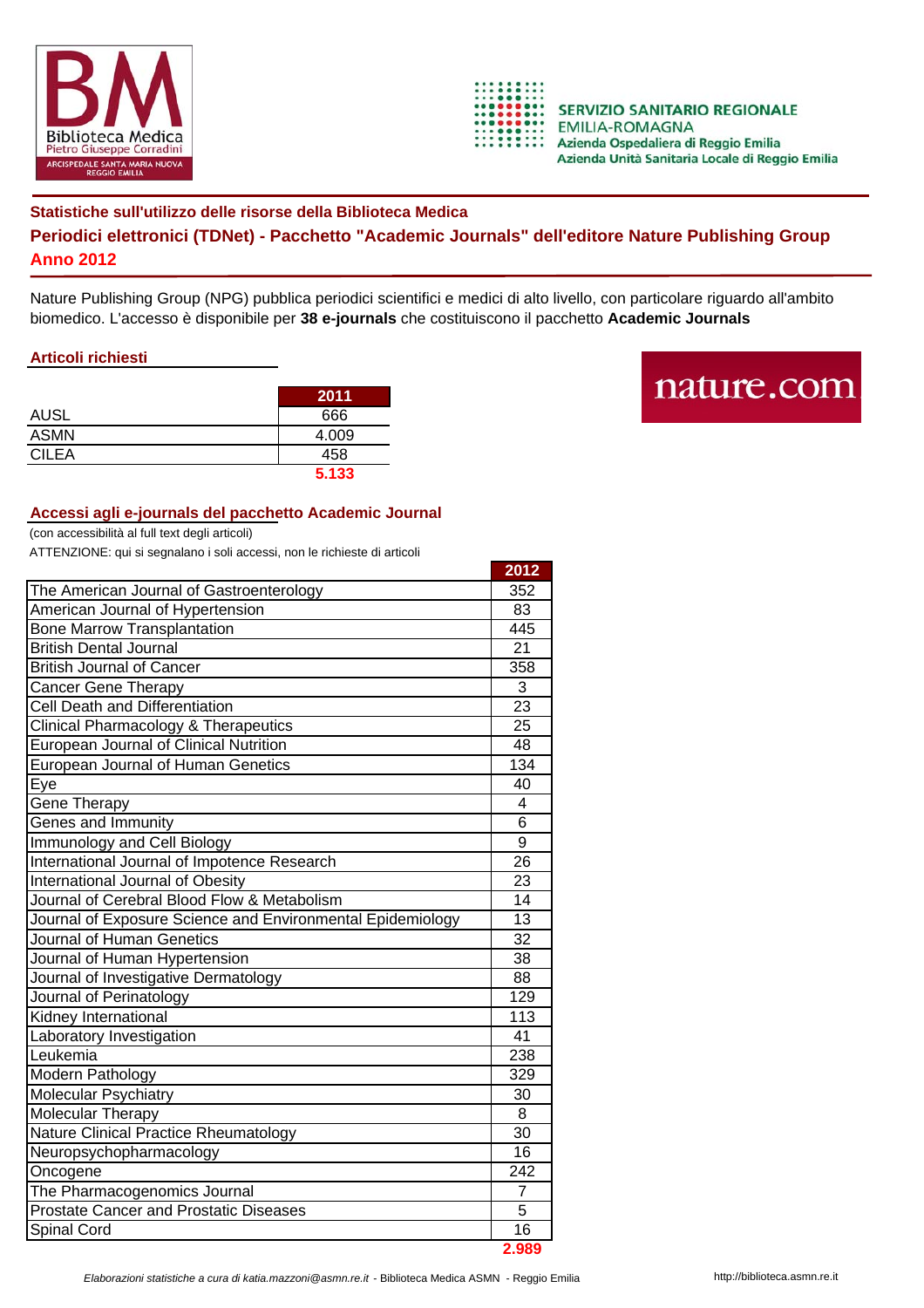**Statistiche sull'utilizzo delle risorse della Biblioteca Medica**

## Periodici elettronici (TDNet) - Pacchetto "Academic Journals" dell'editore Nature Publishing Group

**Anno 2012**

Nature Publishing Group (NPG) pubblica periodici scientifici e medici di alto livello, con particolare riguardo all'ambito biomedico. L'accesso è disponibile per **38 e-journals** che costituiscono il pacchetto **Academic Journals**

### Articoli richiesti

| | 2011 |
|---|---|
| AUSL | 666 |
| ASMN | 4.009 |
| CILEA | 458 |
| | **5.133** |

### Accessi agli e-journals del pacchetto Academic Journal

(con accessibilità al full text degli articoli)

ATTENZIONE: qui si segnalano i soli accessi, non le richieste di articoli

| | 2012 |
|---|---|
| The American Journal of Gastroenterology | 352 |
| American Journal of Hypertension | 83 |
| Bone Marrow Transplantation | 445 |
| British Dental Journal | 21 |
| British Journal of Cancer | 358 |
| Cancer Gene Therapy | 3 |
| Cell Death and Differentiation | 23 |
| Clinical Pharmacology & Therapeutics | 25 |
| European Journal of Clinical Nutrition | 48 |
| European Journal of Human Genetics | 134 |
| Eye | 40 |
| Gene Therapy | 4 |
| Genes and Immunity | 6 |
| Immunology and Cell Biology | 9 |
| International Journal of Impotence Research | 26 |
| International Journal of Obesity | 23 |
| Journal of Cerebral Blood Flow & Metabolism | 14 |
| Journal of Exposure Science and Environmental Epidemiology | 13 |
| Journal of Human Genetics | 32 |
| Journal of Human Hypertension | 38 |
| Journal of Investigative Dermatology | 88 |
| Journal of Perinatology | 129 |
| Kidney International | 113 |
| Laboratory Investigation | 41 |
| Leukemia | 238 |
| Modern Pathology | 329 |
| Molecular Psychiatry | 30 |
| Molecular Therapy | 8 |
| Nature Clinical Practice Rheumatology | 30 |
| Neuropsychopharmacology | 16 |
| Oncogene | 242 |
| The Pharmacogenomics Journal | 7 |
| Prostate Cancer and Prostatic Diseases | 5 |
| Spinal Cord | 16 |
| | **2.989** |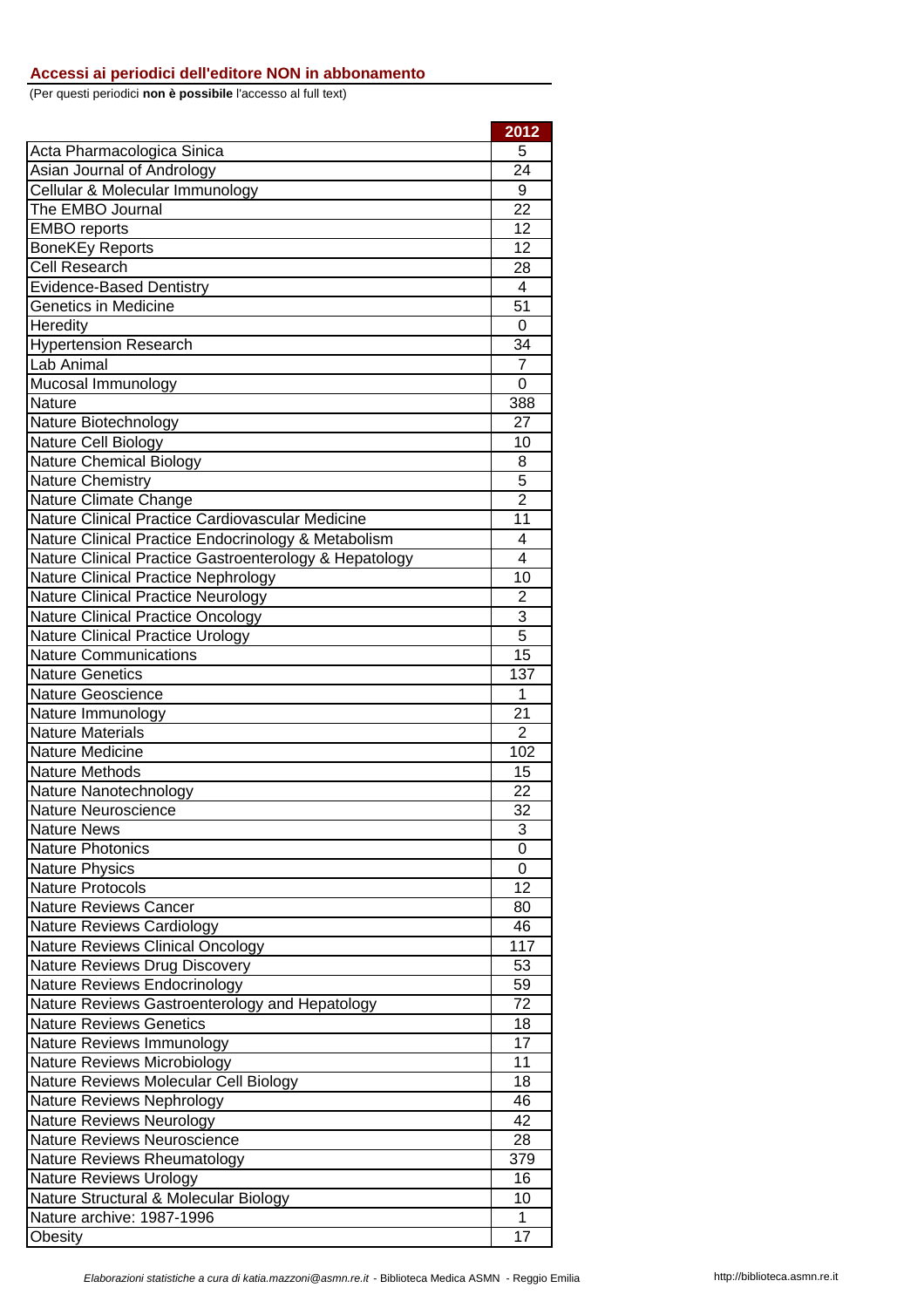### Accessi ai periodici dell'editore NON in abbonamento

(Per questi periodici **non è possibile** l'accesso al full text)

| | 2012 |
|---|---|
| Acta Pharmacologica Sinica | 5 |
| Asian Journal of Andrology | 24 |
| Cellular & Molecular Immunology | 9 |
| The EMBO Journal | 22 |
| EMBO reports | 12 |
| BoneKEy Reports | 12 |
| Cell Research | 28 |
| Evidence-Based Dentistry | 4 |
| Genetics in Medicine | 51 |
| Heredity | 0 |
| Hypertension Research | 34 |
| Lab Animal | 7 |
| Mucosal Immunology | 0 |
| Nature | 388 |
| Nature Biotechnology | 27 |
| Nature Cell Biology | 10 |
| Nature Chemical Biology | 8 |
| Nature Chemistry | 5 |
| Nature Climate Change | 2 |
| Nature Clinical Practice Cardiovascular Medicine | 11 |
| Nature Clinical Practice Endocrinology & Metabolism | 4 |
| Nature Clinical Practice Gastroenterology & Hepatology | 4 |
| Nature Clinical Practice Nephrology | 10 |
| Nature Clinical Practice Neurology | 2 |
| Nature Clinical Practice Oncology | 3 |
| Nature Clinical Practice Urology | 5 |
| Nature Communications | 15 |
| Nature Genetics | 137 |
| Nature Geoscience | 1 |
| Nature Immunology | 21 |
| Nature Materials | 2 |
| Nature Medicine | 102 |
| Nature Methods | 15 |
| Nature Nanotechnology | 22 |
| Nature Neuroscience | 32 |
| Nature News | 3 |
| Nature Photonics | 0 |
| Nature Physics | 0 |
| Nature Protocols | 12 |
| Nature Reviews Cancer | 80 |
| Nature Reviews Cardiology | 46 |
| Nature Reviews Clinical Oncology | 117 |
| Nature Reviews Drug Discovery | 53 |
| Nature Reviews Endocrinology | 59 |
| Nature Reviews Gastroenterology and Hepatology | 72 |
| Nature Reviews Genetics | 18 |
| Nature Reviews Immunology | 17 |
| Nature Reviews Microbiology | 11 |
| Nature Reviews Molecular Cell Biology | 18 |
| Nature Reviews Nephrology | 46 |
| Nature Reviews Neurology | 42 |
| Nature Reviews Neuroscience | 28 |
| Nature Reviews Rheumatology | 379 |
| Nature Reviews Urology | 16 |
| Nature Structural & Molecular Biology | 10 |
| Nature archive: 1987-1996 | 1 |
| Obesity | 17 |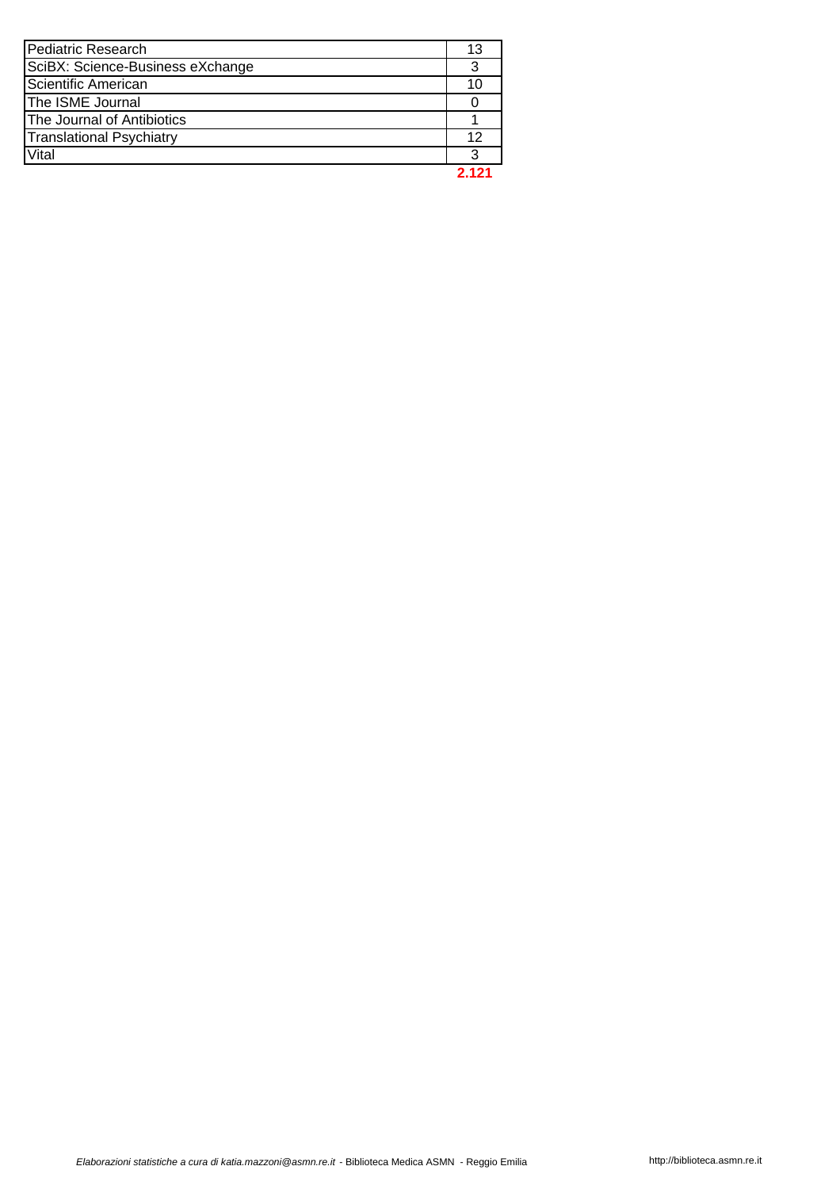| | |
|---|---|
| Pediatric Research | 13 |
| SciBX: Science-Business eXchange | 3 |
| Scientific American | 10 |
| The ISME Journal | 0 |
| The Journal of Antibiotics | 1 |
| Translational Psychiatry | 12 |
| Vital | 3 |
| | **2.121** |